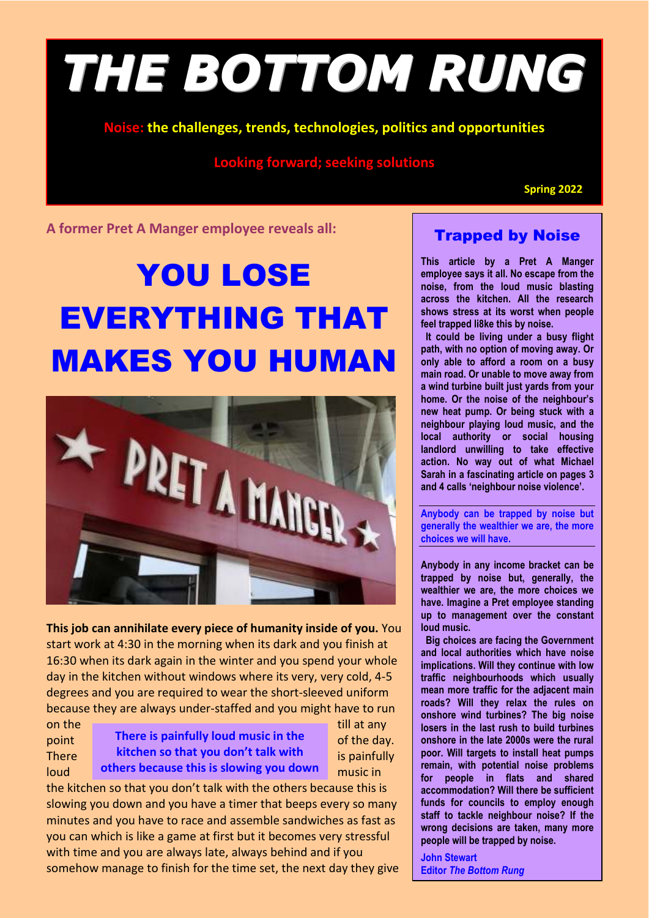# THE BOTTOM RUNG

**Noise: the challenges, trends, technologies, politics and opportunities**

**Looking forward; seeking solutions**

**Spring 2022**

**A former Pret A Manger employee reveals all:**

# YOU LOSE EVERYTHING THAT MAKES YOU HUMAN

**This job can annihilate every piece of humanity inside of you.** You start work at 4:30 in the morning when its dark and you finish at 16:30 when its dark again in the winter and you spend your whole day in the kitchen without windows where its very, very cold, 4-5 degrees and you are required to wear the short-sleeved uniform because they are always under-staffed and you might have to run on the till at any point of the day. There is painfully loud music in the kitchen so that you don't talk with the others because this is slowing you down and you have a timer that beeps every so many minutes and you have to race and assemble sandwiches as fast as you can which is like a game at first but it becomes very stressful with time and you are always late, always behind and if you somehow manage to finish for the time set, the next day they give

**There is painfully loud music in the kitchen so that you don't talk with others because this is slowing you down**

## Trapped by Noise

**This article by a Pret A Manger employee says it all. No escape from the noise, from the loud music blasting across the kitchen. All the research shows stress at its worst when people feel trapped li8ke this by noise.**

**It could be living under a busy flight path, with no option of moving away. Or only able to afford a room on a busy main road. Or unable to move away from a wind turbine built just yards from your home. Or the noise of the neighbour's new heat pump. Or being stuck with a neighbour playing loud music, and the local authority or social housing landlord unwilling to take effective action. No way out of what Michael Sarah in a fascinating article on pages 3 and 4 calls 'neighbour noise violence'.**

**Anybody can be trapped by noise but generally the wealthier we are, the more choices we will have.**

**Anybody in any income bracket can be trapped by noise but, generally, the wealthier we are, the more choices we have. Imagine a Pret employee standing up to management over the constant loud music.**

**Big choices are facing the Government and local authorities which have noise implications. Will they continue with low traffic neighbourhoods which usually mean more traffic for the adjacent main roads? Will they relax the rules on onshore wind turbines? The big noise losers in the last rush to build turbines onshore in the late 2000s were the rural poor. Will targets to install heat pumps remain, with potential noise problems for people in flats and shared accommodation? Will there be sufficient funds for councils to employ enough staff to tackle neighbour noise? If the wrong decisions are taken, many more people will be trapped by noise.**

**John Stewart**
**Editor *The Bottom Rung***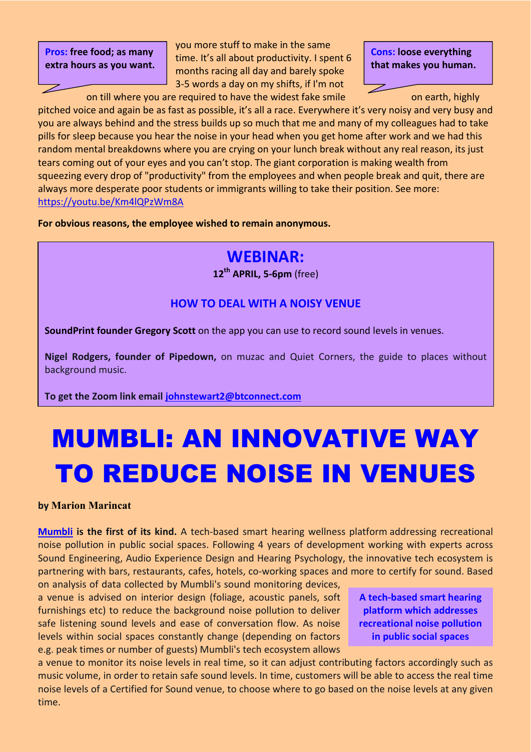**Pros: free food; as many extra hours as you want.**

you more stuff to make in the same time. It's all about productivity. I spent 6 months racing all day and barely spoke 3-5 words a day on my shifts, if I'm not on till where you are required to have the widest fake smile on earth, highly pitched voice and again be as fast as possible, it's all a race. Everywhere it's very noisy and very busy and you are always behind and the stress builds up so much that me and many of my colleagues had to take pills for sleep because you hear the noise in your head when you get home after work and we had this random mental breakdowns where you are crying on your lunch break without any real reason, its just tears coming out of your eyes and you can't stop. The giant corporation is making wealth from squeezing every drop of "productivity" from the employees and when people break and quit, there are always more desperate poor students or immigrants willing to take their position. See more: https://youtu.be/Km4lQPzWm8A

**Cons: loose everything that makes you human.**

**For obvious reasons, the employee wished to remain anonymous.**

## WEBINAR:

**12th APRIL, 5-6pm** (free)

### HOW TO DEAL WITH A NOISY VENUE

**SoundPrint founder Gregory Scott** on the app you can use to record sound levels in venues.

**Nigel Rodgers, founder of Pipedown,** on muzac and Quiet Corners, the guide to places without background music.

**To get the Zoom link email johnstewart2@btconnect.com**

# MUMBLI: AN INNOVATIVE WAY TO REDUCE NOISE IN VENUES

**by Marion Marincat**

**Mumbli is the first of its kind.** A tech-based smart hearing wellness platform addressing recreational noise pollution in public social spaces. Following 4 years of development working with experts across Sound Engineering, Audio Experience Design and Hearing Psychology, the innovative tech ecosystem is partnering with bars, restaurants, cafes, hotels, co-working spaces and more to certify for sound. Based on analysis of data collected by Mumbli's sound monitoring devices, a venue is advised on interior design (foliage, acoustic panels, soft furnishings etc) to reduce the background noise pollution to deliver safe listening sound levels and ease of conversation flow. As noise levels within social spaces constantly change (depending on factors e.g. peak times or number of guests) Mumbli's tech ecosystem allows a venue to monitor its noise levels in real time, so it can adjust contributing factors accordingly such as music volume, in order to retain safe sound levels. In time, customers will be able to access the real time noise levels of a Certified for Sound venue, to choose where to go based on the noise levels at any given time.

**A tech-based smart hearing platform which addresses recreational noise pollution in public social spaces**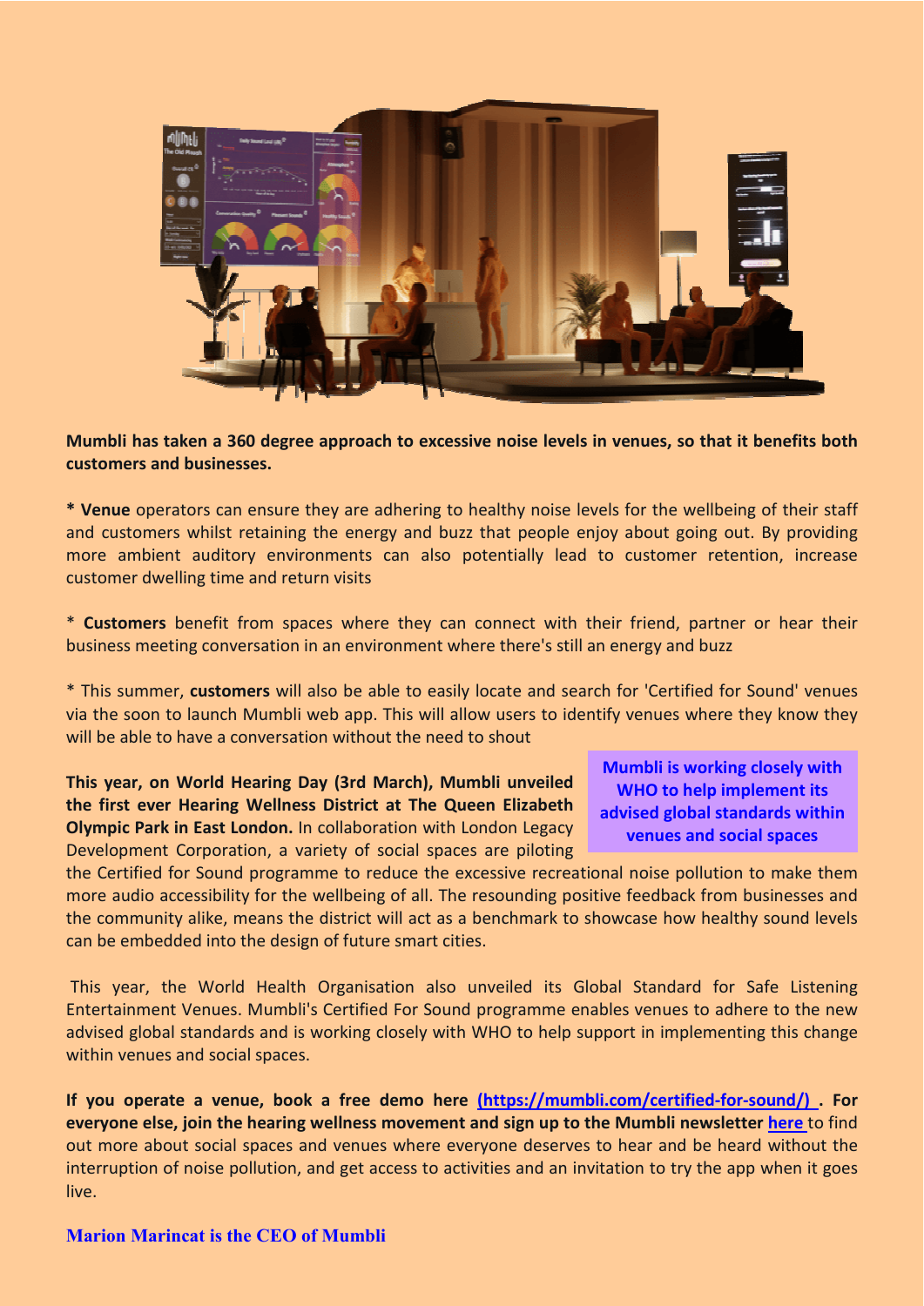**Mumbli has taken a 360 degree approach to excessive noise levels in venues, so that it benefits both customers and businesses.**

* **Venue** operators can ensure they are adhering to healthy noise levels for the wellbeing of their staff and customers whilst retaining the energy and buzz that people enjoy about going out. By providing more ambient auditory environments can also potentially lead to customer retention, increase customer dwelling time and return visits

* **Customers** benefit from spaces where they can connect with their friend, partner or hear their business meeting conversation in an environment where there's still an energy and buzz

* This summer, **customers** will also be able to easily locate and search for 'Certified for Sound' venues via the soon to launch Mumbli web app. This will allow users to identify venues where they know they will be able to have a conversation without the need to shout

**Mumbli is working closely with WHO to help implement its advised global standards within venues and social spaces**

**This year, on World Hearing Day (3rd March), Mumbli unveiled the first ever Hearing Wellness District at The Queen Elizabeth Olympic Park in East London.** In collaboration with London Legacy Development Corporation, a variety of social spaces are piloting the Certified for Sound programme to reduce the excessive recreational noise pollution to make them more audio accessibility for the wellbeing of all. The resounding positive feedback from businesses and the community alike, means the district will act as a benchmark to showcase how healthy sound levels can be embedded into the design of future smart cities.

This year, the World Health Organisation also unveiled its Global Standard for Safe Listening Entertainment Venues. Mumbli's Certified For Sound programme enables venues to adhere to the new advised global standards and is working closely with WHO to help support in implementing this change within venues and social spaces.

**If you operate a venue, book a free demo here (https://mumbli.com/certified-for-sound/) . For everyone else, join the hearing wellness movement and sign up to the Mumbli newsletter here** to find out more about social spaces and venues where everyone deserves to hear and be heard without the interruption of noise pollution, and get access to activities and an invitation to try the app when it goes live.

**Marion Marincat is the CEO of Mumbli**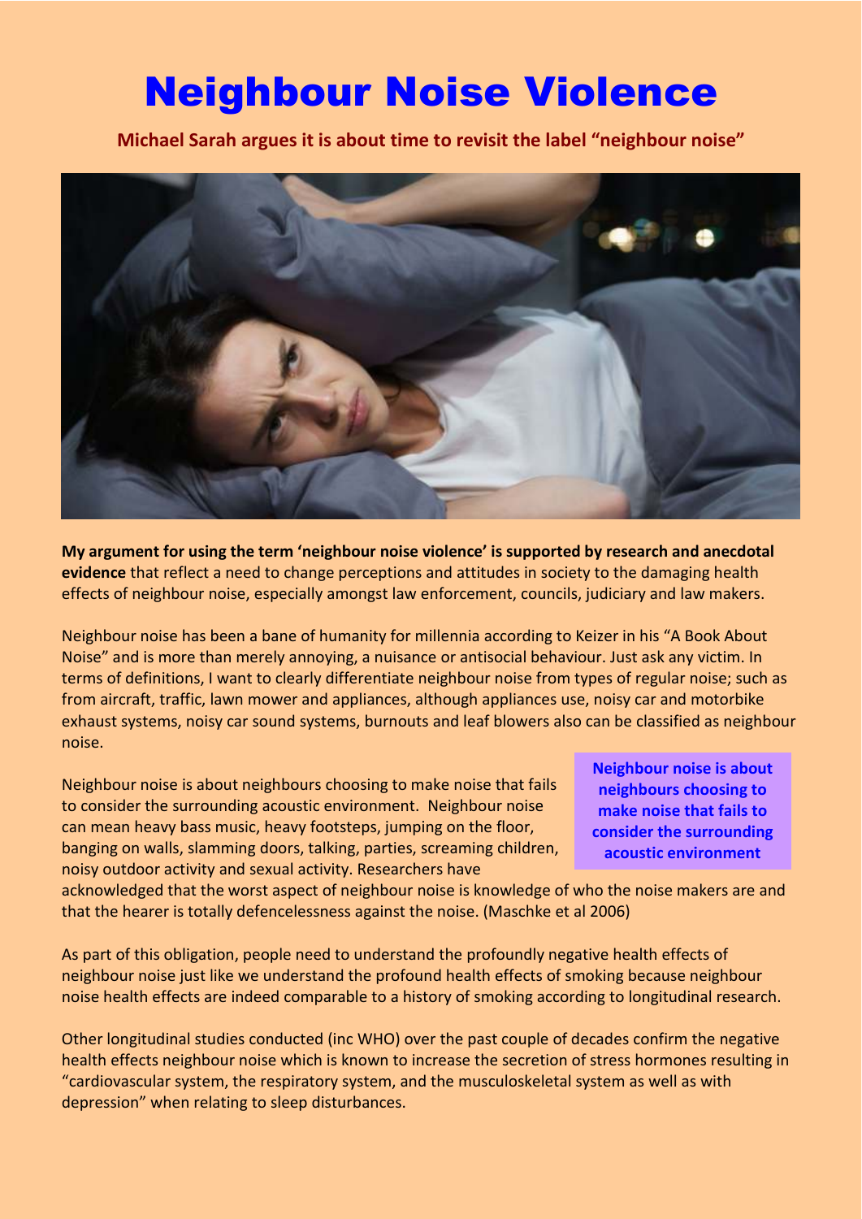# Neighbour Noise Violence

**Michael Sarah argues it is about time to revisit the label "neighbour noise"**

**My argument for using the term 'neighbour noise violence' is supported by research and anecdotal evidence** that reflect a need to change perceptions and attitudes in society to the damaging health effects of neighbour noise, especially amongst law enforcement, councils, judiciary and law makers.

Neighbour noise has been a bane of humanity for millennia according to Keizer in his "A Book About Noise" and is more than merely annoying, a nuisance or antisocial behaviour. Just ask any victim. In terms of definitions, I want to clearly differentiate neighbour noise from types of regular noise; such as from aircraft, traffic, lawn mower and appliances, although appliances use, noisy car and motorbike exhaust systems, noisy car sound systems, burnouts and leaf blowers also can be classified as neighbour noise.

Neighbour noise is about neighbours choosing to make noise that fails to consider the surrounding acoustic environment. Neighbour noise can mean heavy bass music, heavy footsteps, jumping on the floor, banging on walls, slamming doors, talking, parties, screaming children, noisy outdoor activity and sexual activity. Researchers have acknowledged that the worst aspect of neighbour noise is knowledge of who the noise makers are and that the hearer is totally defencelessness against the noise. (Maschke et al 2006)

**Neighbour noise is about neighbours choosing to make noise that fails to consider the surrounding acoustic environment**

As part of this obligation, people need to understand the profoundly negative health effects of neighbour noise just like we understand the profound health effects of smoking because neighbour noise health effects are indeed comparable to a history of smoking according to longitudinal research.

Other longitudinal studies conducted (inc WHO) over the past couple of decades confirm the negative health effects neighbour noise which is known to increase the secretion of stress hormones resulting in "cardiovascular system, the respiratory system, and the musculoskeletal system as well as with depression" when relating to sleep disturbances.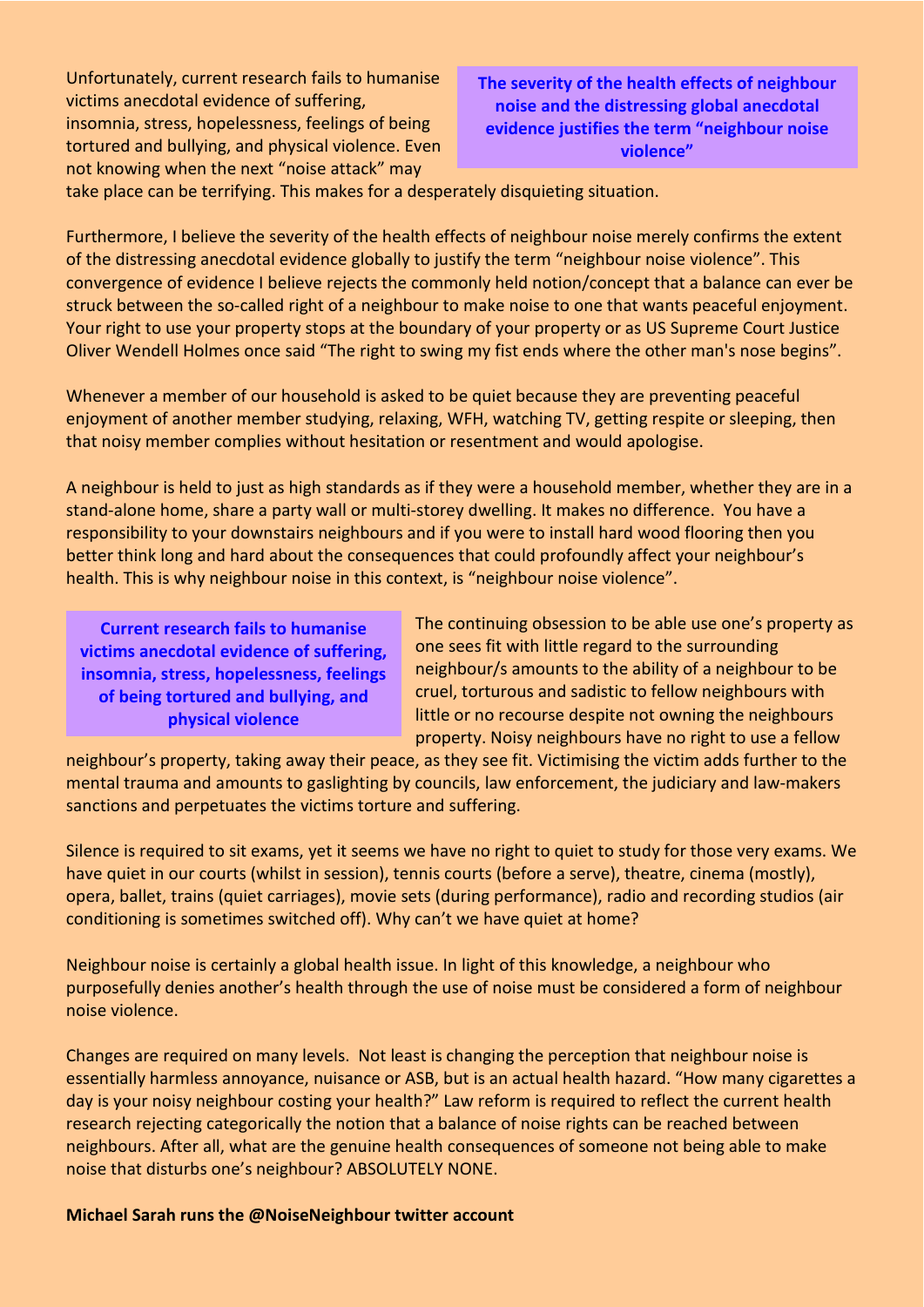Unfortunately, current research fails to humanise victims anecdotal evidence of suffering, insomnia, stress, hopelessness, feelings of being tortured and bullying, and physical violence. Even not knowing when the next "noise attack" may take place can be terrifying. This makes for a desperately disquieting situation.

**The severity of the health effects of neighbour noise and the distressing global anecdotal evidence justifies the term "neighbour noise violence"**

Furthermore, I believe the severity of the health effects of neighbour noise merely confirms the extent of the distressing anecdotal evidence globally to justify the term "neighbour noise violence". This convergence of evidence I believe rejects the commonly held notion/concept that a balance can ever be struck between the so-called right of a neighbour to make noise to one that wants peaceful enjoyment. Your right to use your property stops at the boundary of your property or as US Supreme Court Justice Oliver Wendell Holmes once said "The right to swing my fist ends where the other man's nose begins".

Whenever a member of our household is asked to be quiet because they are preventing peaceful enjoyment of another member studying, relaxing, WFH, watching TV, getting respite or sleeping, then that noisy member complies without hesitation or resentment and would apologise.

A neighbour is held to just as high standards as if they were a household member, whether they are in a stand-alone home, share a party wall or multi-storey dwelling. It makes no difference. You have a responsibility to your downstairs neighbours and if you were to install hard wood flooring then you better think long and hard about the consequences that could profoundly affect your neighbour's health. This is why neighbour noise in this context, is "neighbour noise violence".

**Current research fails to humanise victims anecdotal evidence of suffering, insomnia, stress, hopelessness, feelings of being tortured and bullying, and physical violence**

The continuing obsession to be able use one's property as one sees fit with little regard to the surrounding neighbour/s amounts to the ability of a neighbour to be cruel, torturous and sadistic to fellow neighbours with little or no recourse despite not owning the neighbours property. Noisy neighbours have no right to use a fellow neighbour's property, taking away their peace, as they see fit. Victimising the victim adds further to the mental trauma and amounts to gaslighting by councils, law enforcement, the judiciary and law-makers sanctions and perpetuates the victims torture and suffering.

Silence is required to sit exams, yet it seems we have no right to quiet to study for those very exams. We have quiet in our courts (whilst in session), tennis courts (before a serve), theatre, cinema (mostly), opera, ballet, trains (quiet carriages), movie sets (during performance), radio and recording studios (air conditioning is sometimes switched off). Why can't we have quiet at home?

Neighbour noise is certainly a global health issue. In light of this knowledge, a neighbour who purposefully denies another's health through the use of noise must be considered a form of neighbour noise violence.

Changes are required on many levels. Not least is changing the perception that neighbour noise is essentially harmless annoyance, nuisance or ASB, but is an actual health hazard. "How many cigarettes a day is your noisy neighbour costing your health?" Law reform is required to reflect the current health research rejecting categorically the notion that a balance of noise rights can be reached between neighbours. After all, what are the genuine health consequences of someone not being able to make noise that disturbs one's neighbour? ABSOLUTELY NONE.

**Michael Sarah runs the @NoiseNeighbour twitter account**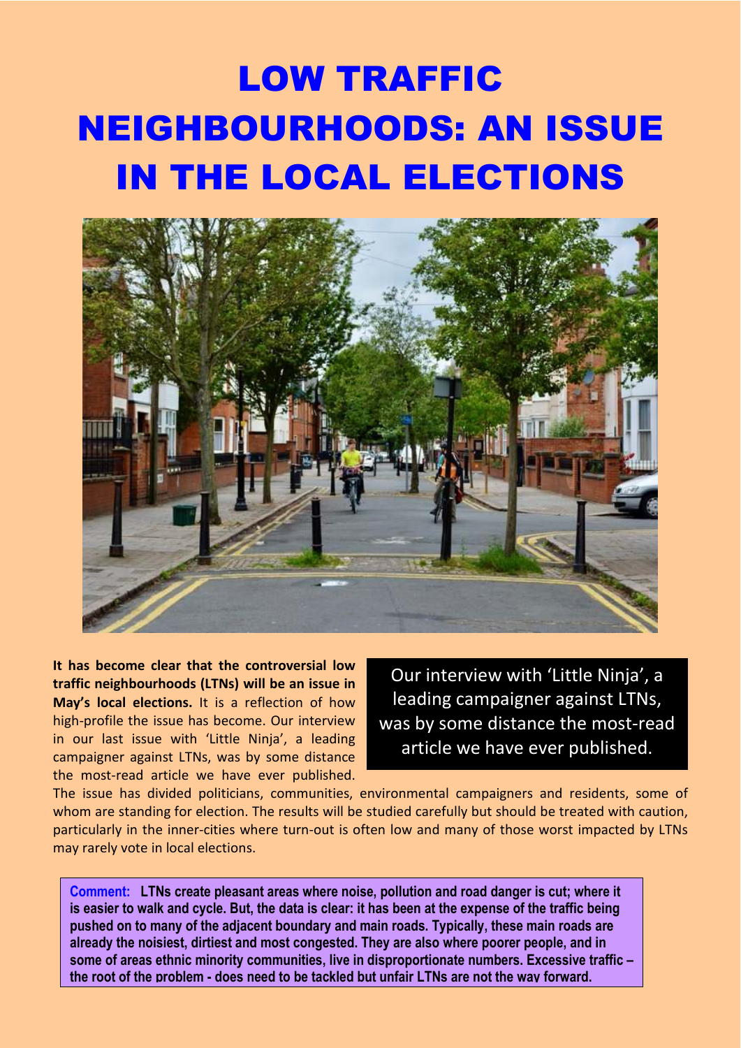# LOW TRAFFIC NEIGHBOURHOODS: AN ISSUE IN THE LOCAL ELECTIONS

**It has become clear that the controversial low traffic neighbourhoods (LTNs) will be an issue in May's local elections.** It is a reflection of how high-profile the issue has become. Our interview in our last issue with 'Little Ninja', a leading campaigner against LTNs, was by some distance the most-read article we have ever published.

> Our interview with 'Little Ninja', a leading campaigner against LTNs, was by some distance the most-read article we have ever published.

The issue has divided politicians, communities, environmental campaigners and residents, some of whom are standing for election. The results will be studied carefully but should be treated with caution, particularly in the inner-cities where turn-out is often low and many of those worst impacted by LTNs may rarely vote in local elections.

**Comment: LTNs create pleasant areas where noise, pollution and road danger is cut; where it is easier to walk and cycle. But, the data is clear: it has been at the expense of the traffic being pushed on to many of the adjacent boundary and main roads. Typically, these main roads are already the noisiest, dirtiest and most congested. They are also where poorer people, and in some of areas ethnic minority communities, live in disproportionate numbers. Excessive traffic – the root of the problem - does need to be tackled but unfair LTNs are not the way forward.**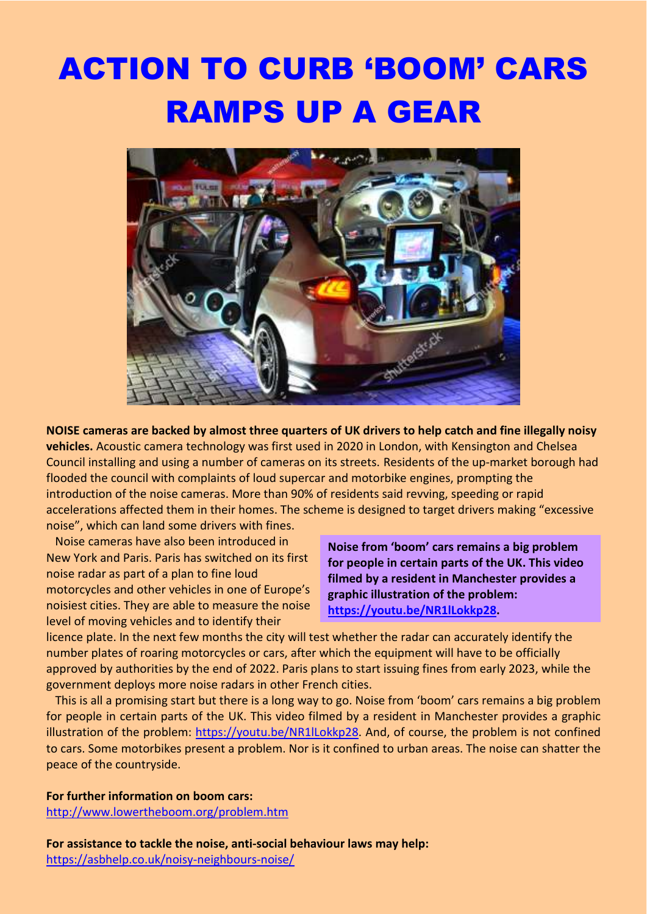# ACTION TO CURB 'BOOM' CARS RAMPS UP A GEAR

**NOISE cameras are backed by almost three quarters of UK drivers to help catch and fine illegally noisy vehicles.** Acoustic camera technology was first used in 2020 in London, with Kensington and Chelsea Council installing and using a number of cameras on its streets. Residents of the up-market borough had flooded the council with complaints of loud supercar and motorbike engines, prompting the introduction of the noise cameras. More than 90% of residents said revving, speeding or rapid accelerations affected them in their homes. The scheme is designed to target drivers making "excessive noise", which can land some drivers with fines.

Noise cameras have also been introduced in New York and Paris. Paris has switched on its first noise radar as part of a plan to fine loud motorcycles and other vehicles in one of Europe's noisiest cities. They are able to measure the noise level of moving vehicles and to identify their licence plate. In the next few months the city will test whether the radar can accurately identify the number plates of roaring motorcycles or cars, after which the equipment will have to be officially approved by authorities by the end of 2022. Paris plans to start issuing fines from early 2023, while the government deploys more noise radars in other French cities.

**Noise from 'boom' cars remains a big problem for people in certain parts of the UK. This video filmed by a resident in Manchester provides a graphic illustration of the problem: https://youtu.be/NR1lLokkp28.**

This is all a promising start but there is a long way to go. Noise from 'boom' cars remains a big problem for people in certain parts of the UK. This video filmed by a resident in Manchester provides a graphic illustration of the problem: https://youtu.be/NR1lLokkp28. And, of course, the problem is not confined to cars. Some motorbikes present a problem. Nor is it confined to urban areas. The noise can shatter the peace of the countryside.

**For further information on boom cars:**
http://www.lowertheboom.org/problem.htm

**For assistance to tackle the noise, anti-social behaviour laws may help:**
https://asbhelp.co.uk/noisy-neighbours-noise/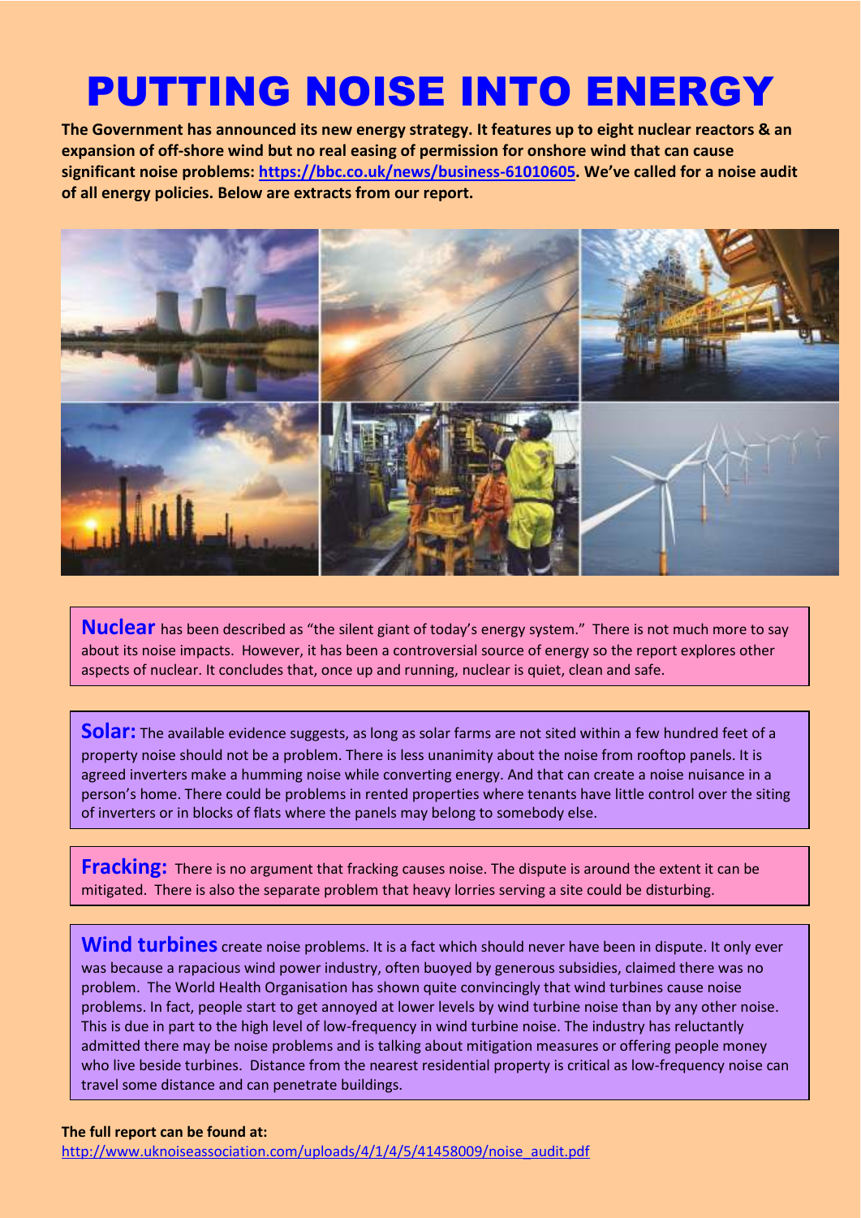# PUTTING NOISE INTO ENERGY

**The Government has announced its new energy strategy. It features up to eight nuclear reactors & an expansion of off-shore wind but no real easing of permission for onshore wind that can cause significant noise problems: https://bbc.co.uk/news/business-61010605. We've called for a noise audit of all energy policies. Below are extracts from our report.**

**Nuclear** has been described as "the silent giant of today's energy system." There is not much more to say about its noise impacts. However, it has been a controversial source of energy so the report explores other aspects of nuclear. It concludes that, once up and running, nuclear is quiet, clean and safe.

**Solar:** The available evidence suggests, as long as solar farms are not sited within a few hundred feet of a property noise should not be a problem. There is less unanimity about the noise from rooftop panels. It is agreed inverters make a humming noise while converting energy. And that can create a noise nuisance in a person's home. There could be problems in rented properties where tenants have little control over the siting of inverters or in blocks of flats where the panels may belong to somebody else.

**Fracking:** There is no argument that fracking causes noise. The dispute is around the extent it can be mitigated. There is also the separate problem that heavy lorries serving a site could be disturbing.

**Wind turbines** create noise problems. It is a fact which should never have been in dispute. It only ever was because a rapacious wind power industry, often buoyed by generous subsidies, claimed there was no problem. The World Health Organisation has shown quite convincingly that wind turbines cause noise problems. In fact, people start to get annoyed at lower levels by wind turbine noise than by any other noise. This is due in part to the high level of low-frequency in wind turbine noise. The industry has reluctantly admitted there may be noise problems and is talking about mitigation measures or offering people money who live beside turbines. Distance from the nearest residential property is critical as low-frequency noise can travel some distance and can penetrate buildings.

**The full report can be found at:**
http://www.uknoiseassociation.com/uploads/4/1/4/5/41458009/noise_audit.pdf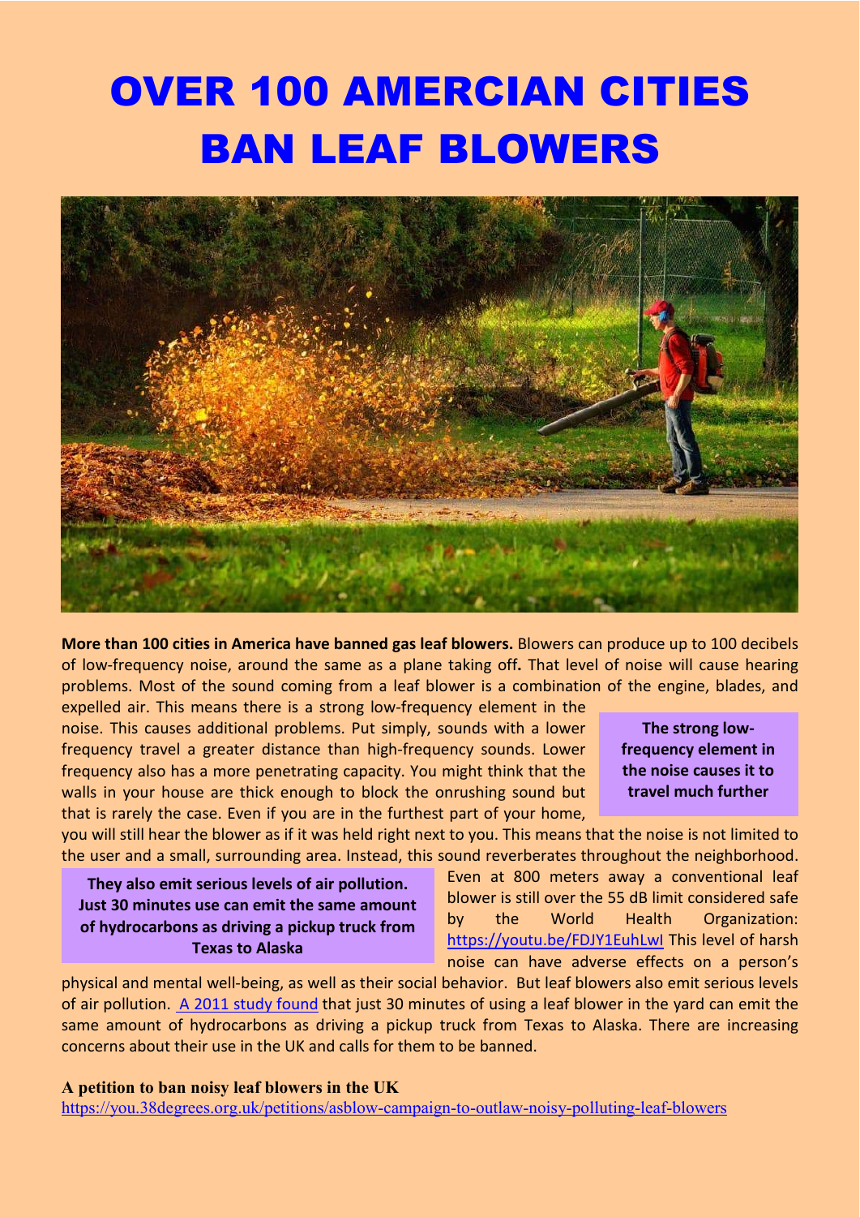# OVER 100 AMERCIAN CITIES BAN LEAF BLOWERS

**More than 100 cities in America have banned gas leaf blowers.** Blowers can produce up to 100 decibels of low-frequency noise, around the same as a plane taking off**.** That level of noise will cause hearing problems. Most of the sound coming from a leaf blower is a combination of the engine, blades, and expelled air. This means there is a strong low-frequency element in the noise. This causes additional problems. Put simply, sounds with a lower frequency travel a greater distance than high-frequency sounds. Lower frequency also has a more penetrating capacity. You might think that the walls in your house are thick enough to block the onrushing sound but that is rarely the case. Even if you are in the furthest part of your home, you will still hear the blower as if it was held right next to you. This means that the noise is not limited to the user and a small, surrounding area. Instead, this sound reverberates throughout the neighborhood. Even at 800 meters away a conventional leaf blower is still over the 55 dB limit considered safe by the World Health Organization: https://youtu.be/FDJY1EuhLwI This level of harsh noise can have adverse effects on a person's physical and mental well-being, as well as their social behavior. But leaf blowers also emit serious levels of air pollution. A 2011 study found that just 30 minutes of using a leaf blower in the yard can emit the same amount of hydrocarbons as driving a pickup truck from Texas to Alaska. There are increasing concerns about their use in the UK and calls for them to be banned.

**The strong low-frequency element in the noise causes it to travel much further**

**They also emit serious levels of air pollution. Just 30 minutes use can emit the same amount of hydrocarbons as driving a pickup truck from Texas to Alaska**

**A petition to ban noisy leaf blowers in the UK**

https://you.38degrees.org.uk/petitions/asblow-campaign-to-outlaw-noisy-polluting-leaf-blowers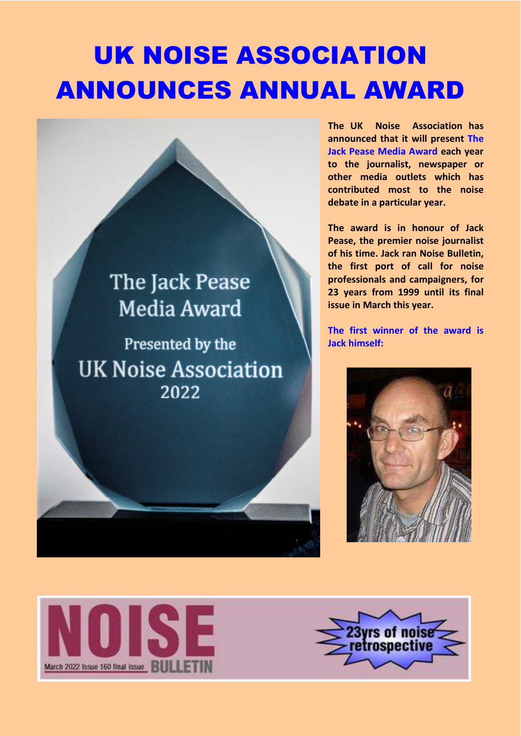# UK NOISE ASSOCIATION ANNOUNCES ANNUAL AWARD

The Jack Pease Media Award

Presented by the UK Noise Association 2022

**The UK Noise Association has announced that it will present The Jack Pease Media Award each year to the journalist, newspaper or other media outlets which has contributed most to the noise debate in a particular year.**

**The award is in honour of Jack Pease, the premier noise journalist of his time. Jack ran Noise Bulletin, the first port of call for noise professionals and campaigners, for 23 years from 1999 until its final issue in March this year.**

**The first winner of the award is Jack himself:**

NOISE BULLETIN

March 2022 Issue 160 final issue

23yrs of noise retrospective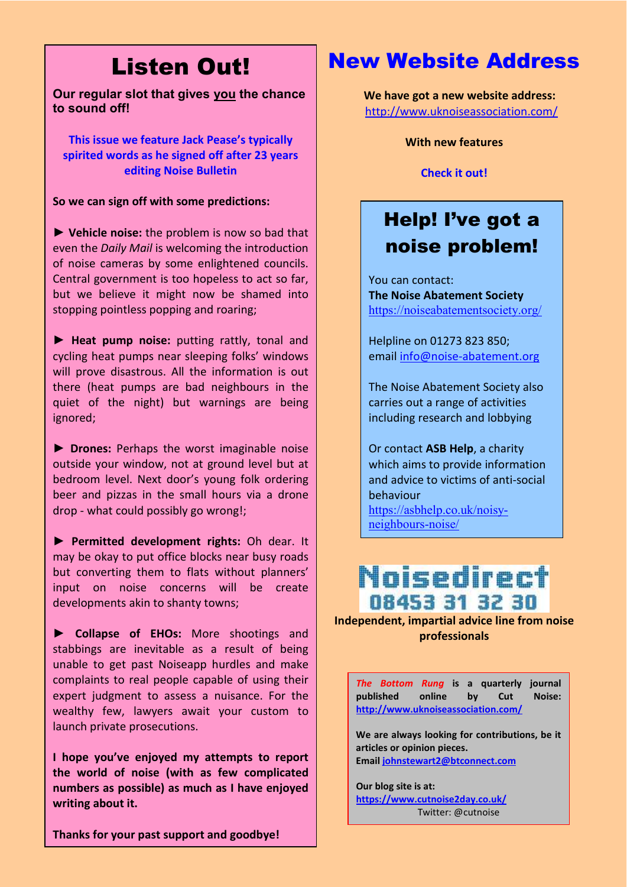# Listen Out!

**Our regular slot that gives you the chance to sound off!**

**This issue we feature Jack Pease's typically spirited words as he signed off after 23 years editing Noise Bulletin**

**So we can sign off with some predictions:**

► **Vehicle noise:** the problem is now so bad that even the *Daily Mail* is welcoming the introduction of noise cameras by some enlightened councils. Central government is too hopeless to act so far, but we believe it might now be shamed into stopping pointless popping and roaring;

► **Heat pump noise:** putting rattly, tonal and cycling heat pumps near sleeping folks' windows will prove disastrous. All the information is out there (heat pumps are bad neighbours in the quiet of the night) but warnings are being ignored;

► **Drones:** Perhaps the worst imaginable noise outside your window, not at ground level but at bedroom level. Next door's young folk ordering beer and pizzas in the small hours via a drone drop - what could possibly go wrong!;

► **Permitted development rights:** Oh dear. It may be okay to put office blocks near busy roads but converting them to flats without planners' input on noise concerns will be create developments akin to shanty towns;

► **Collapse of EHOs:** More shootings and stabbings are inevitable as a result of being unable to get past Noiseapp hurdles and make complaints to real people capable of using their expert judgment to assess a nuisance. For the wealthy few, lawyers await your custom to launch private prosecutions.

**I hope you've enjoyed my attempts to report the world of noise (with as few complicated numbers as possible) as much as I have enjoyed writing about it.**

**Thanks for your past support and goodbye!**

# New Website Address

**We have got a new website address:**
http://www.uknoiseassociation.com/

**With new features**

**Check it out!**

## Help! I've got a noise problem!

You can contact:
**The Noise Abatement Society**
https://noiseabatementsociety.org/

Helpline on 01273 823 850;
email info@noise-abatement.org

The Noise Abatement Society also carries out a range of activities including research and lobbying

Or contact **ASB Help**, a charity which aims to provide information and advice to victims of anti-social behaviour
https://asbhelp.co.uk/noisy-neighbours-noise/

Noisedirect
08453 31 32 30

**Independent, impartial advice line from noise professionals**

***The Bottom Rung*** **is a quarterly journal published online by Cut Noise:** **http://www.uknoiseassociation.com/**

**We are always looking for contributions, be it articles or opinion pieces.**
**Email johnstewart2@btconnect.com**

**Our blog site is at:**
**https://www.cutnoise2day.co.uk/**
Twitter: @cutnoise